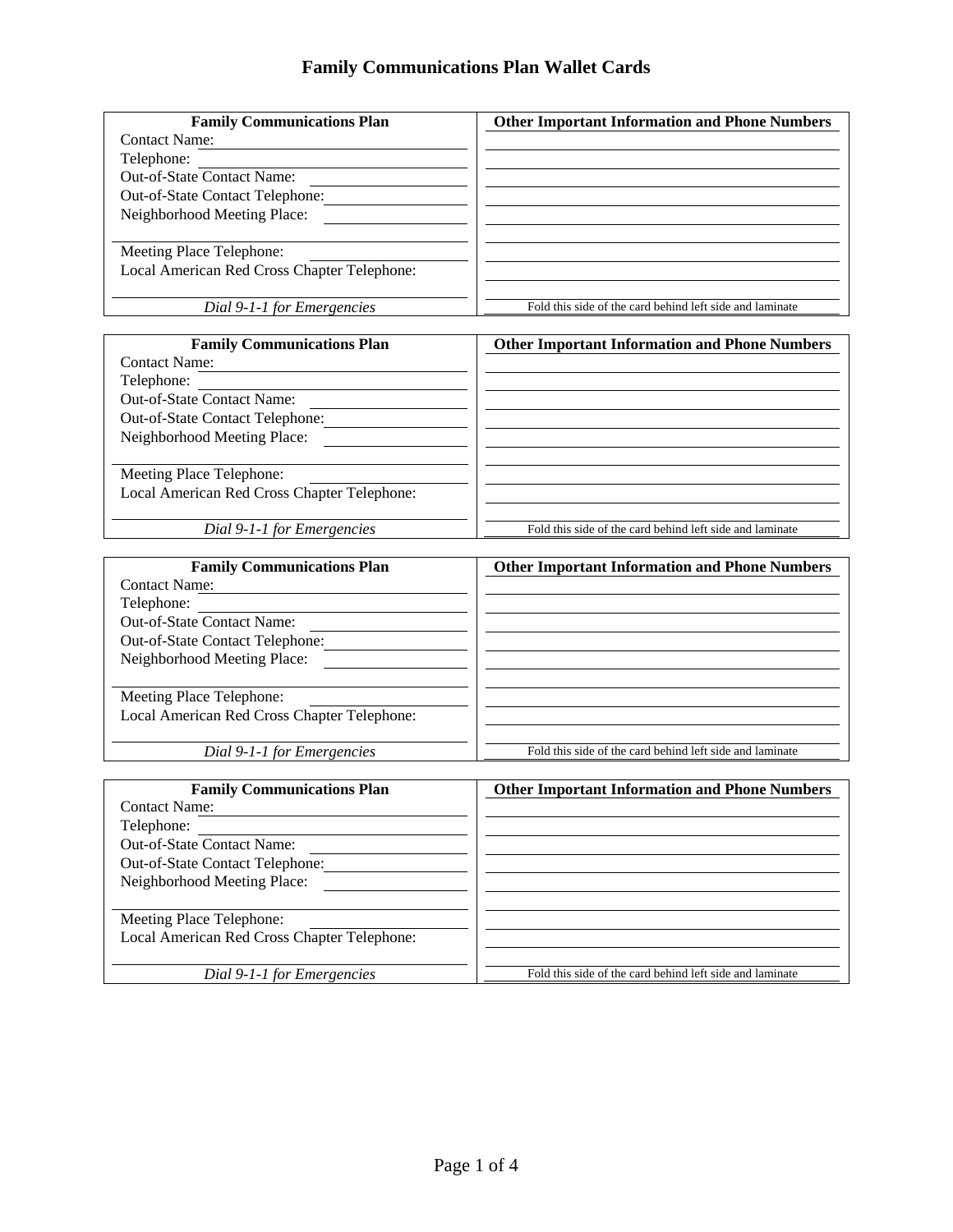# Family Communications Plan Wallet Cards

| Family Communications Plan | Other Important Information and Phone Numbers |
|---|---|
| Contact Name: | |
| Telephone: | |
| Out-of-State Contact Name: | |
| Out-of-State Contact Telephone: | |
| Neighborhood Meeting Place: | |
| | |
| Meeting Place Telephone: | |
| Local American Red Cross Chapter Telephone: | |
| | |
| *Dial 9-1-1 for Emergencies* | Fold this side of the card behind left side and laminate |

| Family Communications Plan | Other Important Information and Phone Numbers |
|---|---|
| Contact Name: | |
| Telephone: | |
| Out-of-State Contact Name: | |
| Out-of-State Contact Telephone: | |
| Neighborhood Meeting Place: | |
| | |
| Meeting Place Telephone: | |
| Local American Red Cross Chapter Telephone: | |
| | |
| *Dial 9-1-1 for Emergencies* | Fold this side of the card behind left side and laminate |

| Family Communications Plan | Other Important Information and Phone Numbers |
|---|---|
| Contact Name: | |
| Telephone: | |
| Out-of-State Contact Name: | |
| Out-of-State Contact Telephone: | |
| Neighborhood Meeting Place: | |
| | |
| Meeting Place Telephone: | |
| Local American Red Cross Chapter Telephone: | |
| | |
| *Dial 9-1-1 for Emergencies* | Fold this side of the card behind left side and laminate |

| Family Communications Plan | Other Important Information and Phone Numbers |
|---|---|
| Contact Name: | |
| Telephone: | |
| Out-of-State Contact Name: | |
| Out-of-State Contact Telephone: | |
| Neighborhood Meeting Place: | |
| | |
| Meeting Place Telephone: | |
| Local American Red Cross Chapter Telephone: | |
| | |
| *Dial 9-1-1 for Emergencies* | Fold this side of the card behind left side and laminate |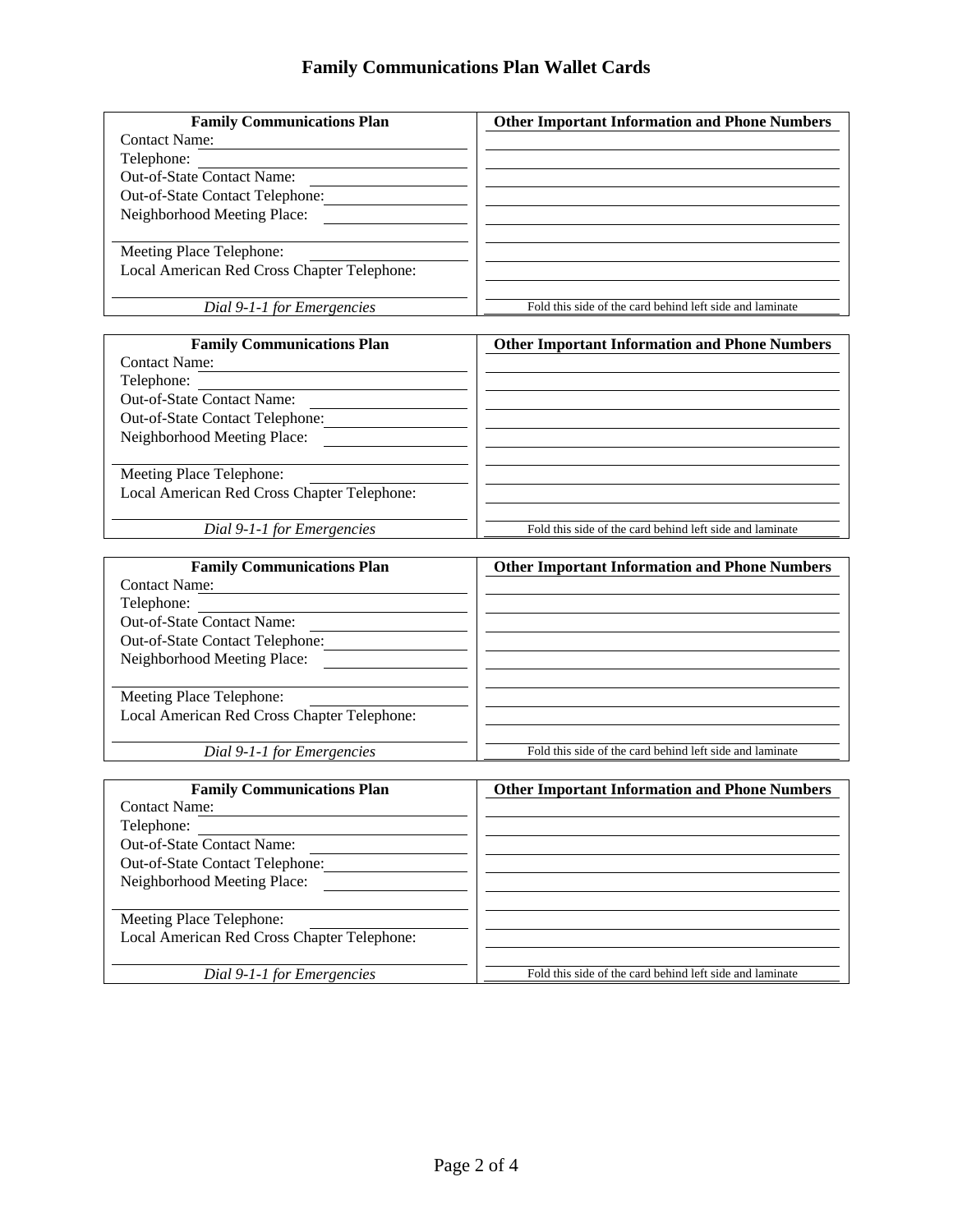# Family Communications Plan Wallet Cards

| **Family Communications Plan** | **Other Important Information and Phone Numbers** |
|---|---|
| Contact Name: | |
| Telephone: | |
| Out-of-State Contact Name: | |
| Out-of-State Contact Telephone: | |
| Neighborhood Meeting Place: | |
| | |
| Meeting Place Telephone: | |
| Local American Red Cross Chapter Telephone: | |
| | |
| *Dial 9-1-1 for Emergencies* | Fold this side of the card behind left side and laminate |

| **Family Communications Plan** | **Other Important Information and Phone Numbers** |
|---|---|
| Contact Name: | |
| Telephone: | |
| Out-of-State Contact Name: | |
| Out-of-State Contact Telephone: | |
| Neighborhood Meeting Place: | |
| | |
| Meeting Place Telephone: | |
| Local American Red Cross Chapter Telephone: | |
| | |
| *Dial 9-1-1 for Emergencies* | Fold this side of the card behind left side and laminate |

| **Family Communications Plan** | **Other Important Information and Phone Numbers** |
|---|---|
| Contact Name: | |
| Telephone: | |
| Out-of-State Contact Name: | |
| Out-of-State Contact Telephone: | |
| Neighborhood Meeting Place: | |
| | |
| Meeting Place Telephone: | |
| Local American Red Cross Chapter Telephone: | |
| | |
| *Dial 9-1-1 for Emergencies* | Fold this side of the card behind left side and laminate |

| **Family Communications Plan** | **Other Important Information and Phone Numbers** |
|---|---|
| Contact Name: | |
| Telephone: | |
| Out-of-State Contact Name: | |
| Out-of-State Contact Telephone: | |
| Neighborhood Meeting Place: | |
| | |
| Meeting Place Telephone: | |
| Local American Red Cross Chapter Telephone: | |
| | |
| *Dial 9-1-1 for Emergencies* | Fold this side of the card behind left side and laminate |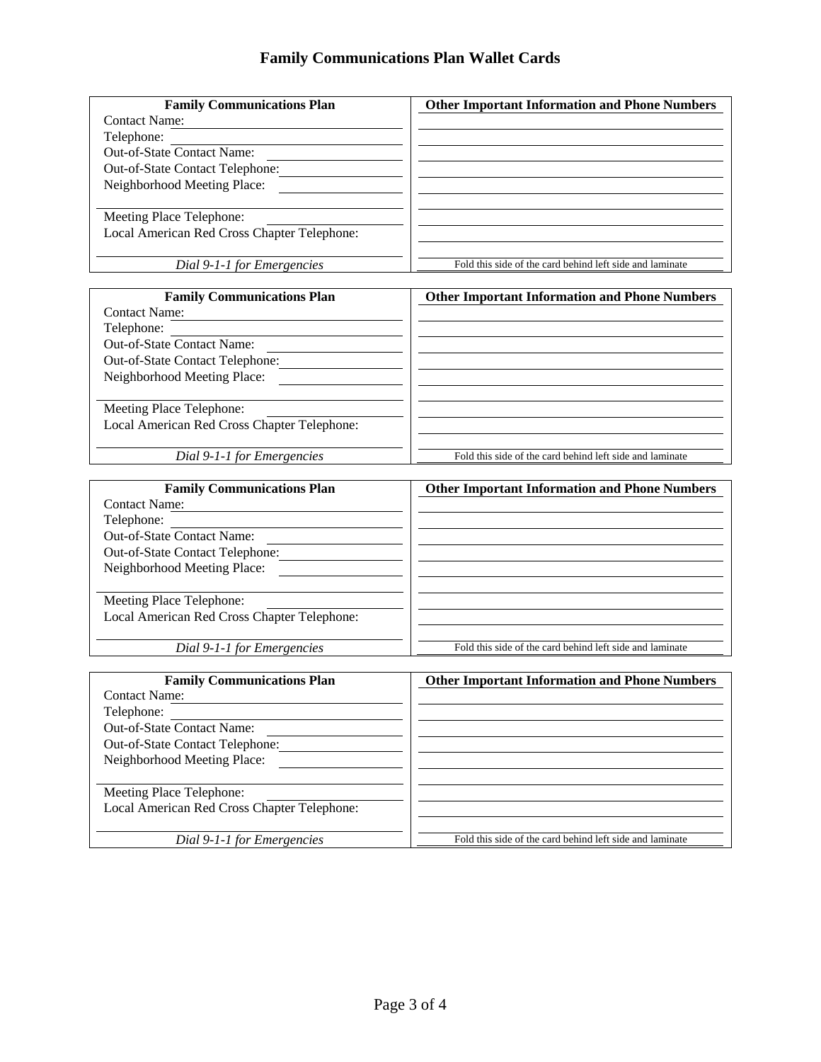# Family Communications Plan Wallet Cards

| **Family Communications Plan** | **Other Important Information and Phone Numbers** |
|---|---|
| Contact Name: | |
| Telephone: | |
| Out-of-State Contact Name: | |
| Out-of-State Contact Telephone: | |
| Neighborhood Meeting Place: | |
| | |
| Meeting Place Telephone: | |
| Local American Red Cross Chapter Telephone: | |
| | |
| *Dial 9-1-1 for Emergencies* | Fold this side of the card behind left side and laminate |

| **Family Communications Plan** | **Other Important Information and Phone Numbers** |
|---|---|
| Contact Name: | |
| Telephone: | |
| Out-of-State Contact Name: | |
| Out-of-State Contact Telephone: | |
| Neighborhood Meeting Place: | |
| | |
| Meeting Place Telephone: | |
| Local American Red Cross Chapter Telephone: | |
| | |
| *Dial 9-1-1 for Emergencies* | Fold this side of the card behind left side and laminate |

| **Family Communications Plan** | **Other Important Information and Phone Numbers** |
|---|---|
| Contact Name: | |
| Telephone: | |
| Out-of-State Contact Name: | |
| Out-of-State Contact Telephone: | |
| Neighborhood Meeting Place: | |
| | |
| Meeting Place Telephone: | |
| Local American Red Cross Chapter Telephone: | |
| | |
| *Dial 9-1-1 for Emergencies* | Fold this side of the card behind left side and laminate |

| **Family Communications Plan** | **Other Important Information and Phone Numbers** |
|---|---|
| Contact Name: | |
| Telephone: | |
| Out-of-State Contact Name: | |
| Out-of-State Contact Telephone: | |
| Neighborhood Meeting Place: | |
| | |
| Meeting Place Telephone: | |
| Local American Red Cross Chapter Telephone: | |
| | |
| *Dial 9-1-1 for Emergencies* | Fold this side of the card behind left side and laminate |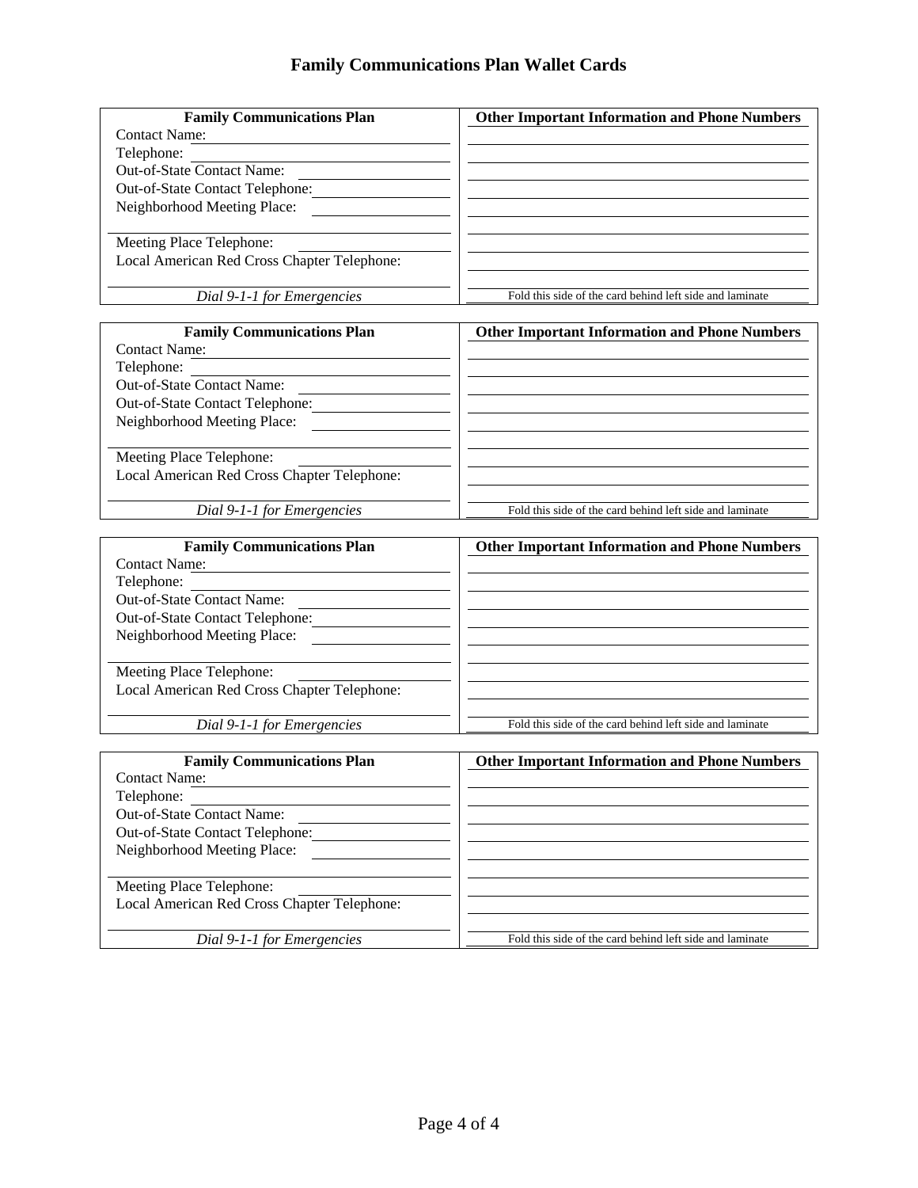# Family Communications Plan Wallet Cards

| Family Communications Plan | Other Important Information and Phone Numbers |
|---|---|
| Contact Name: | |
| Telephone: | |
| Out-of-State Contact Name: | |
| Out-of-State Contact Telephone: | |
| Neighborhood Meeting Place: | |
| | |
| Meeting Place Telephone: | |
| Local American Red Cross Chapter Telephone: | |
| | |
| *Dial 9-1-1 for Emergencies* | Fold this side of the card behind left side and laminate |

| Family Communications Plan | Other Important Information and Phone Numbers |
|---|---|
| Contact Name: | |
| Telephone: | |
| Out-of-State Contact Name: | |
| Out-of-State Contact Telephone: | |
| Neighborhood Meeting Place: | |
| | |
| Meeting Place Telephone: | |
| Local American Red Cross Chapter Telephone: | |
| | |
| *Dial 9-1-1 for Emergencies* | Fold this side of the card behind left side and laminate |

| Family Communications Plan | Other Important Information and Phone Numbers |
|---|---|
| Contact Name: | |
| Telephone: | |
| Out-of-State Contact Name: | |
| Out-of-State Contact Telephone: | |
| Neighborhood Meeting Place: | |
| | |
| Meeting Place Telephone: | |
| Local American Red Cross Chapter Telephone: | |
| | |
| *Dial 9-1-1 for Emergencies* | Fold this side of the card behind left side and laminate |

| Family Communications Plan | Other Important Information and Phone Numbers |
|---|---|
| Contact Name: | |
| Telephone: | |
| Out-of-State Contact Name: | |
| Out-of-State Contact Telephone: | |
| Neighborhood Meeting Place: | |
| | |
| Meeting Place Telephone: | |
| Local American Red Cross Chapter Telephone: | |
| | |
| *Dial 9-1-1 for Emergencies* | Fold this side of the card behind left side and laminate |